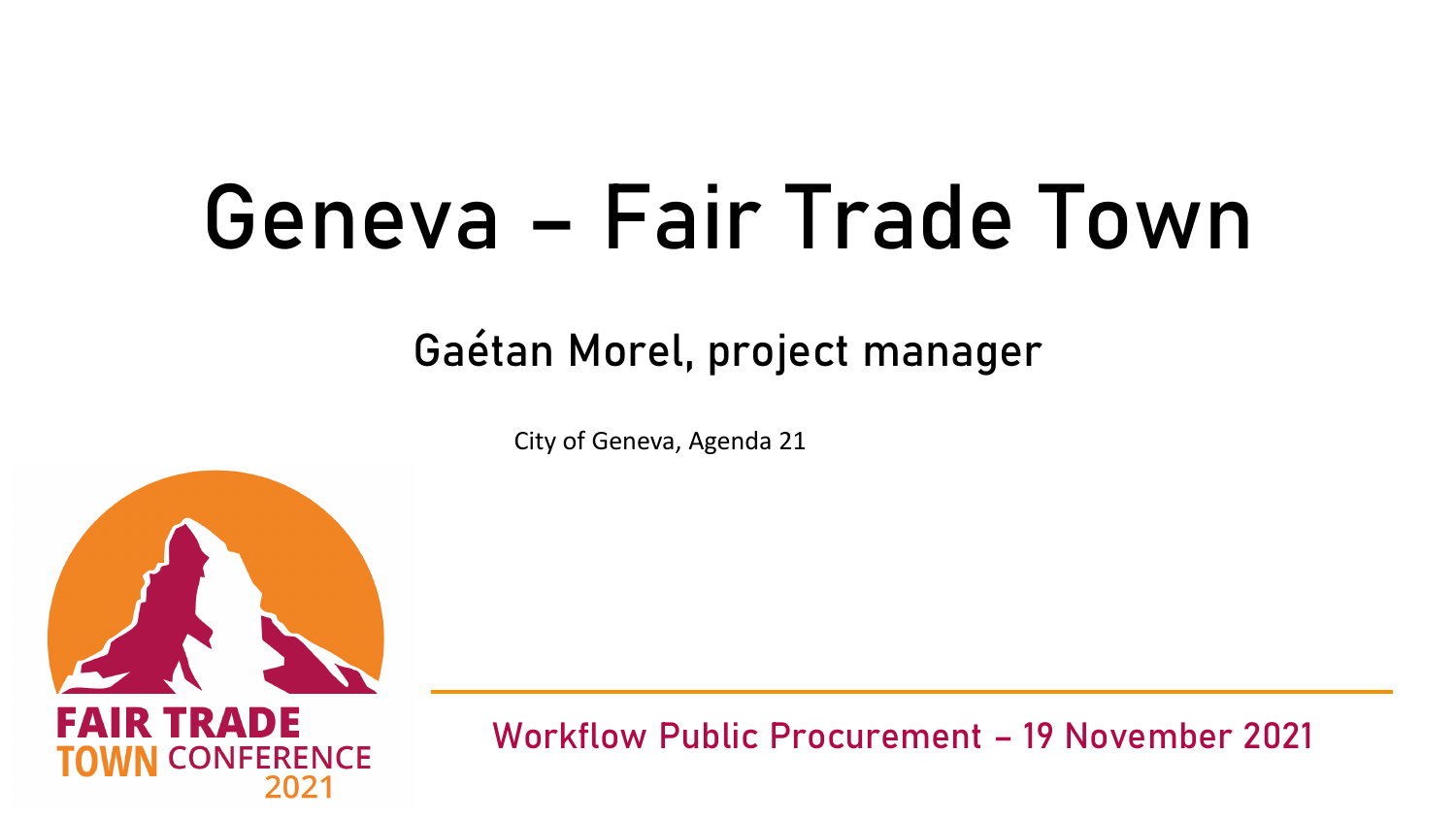# Geneva – Fair Trade Town

## Gaétan Morel, project manager

City of Geneva, Agenda 21

FAIR TRADE TOWN CONFERENCE 2021

Workflow Public Procurement – 19 November 2021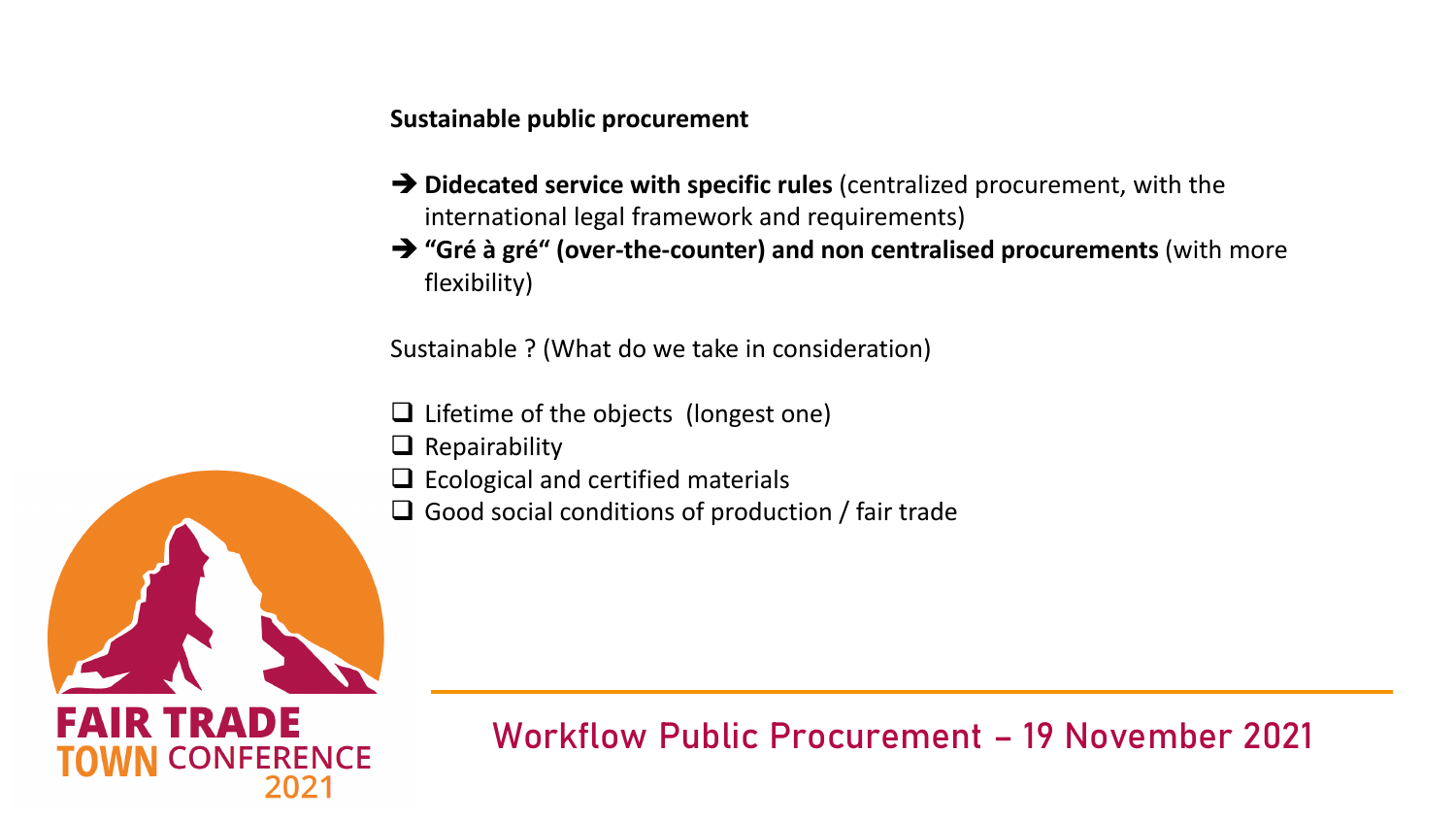**Sustainable public procurement**

- ➔ **Didecated service with specific rules** (centralized procurement, with the international legal framework and requirements)
- ➔ **"Gré à gré" (over-the-counter) and non centralised procurements** (with more flexibility)

Sustainable ? (What do we take in consideration)

- ❑ Lifetime of the objects (longest one)
- ❑ Repairability
- ❑ Ecological and certified materials
- ❑ Good social conditions of production / fair trade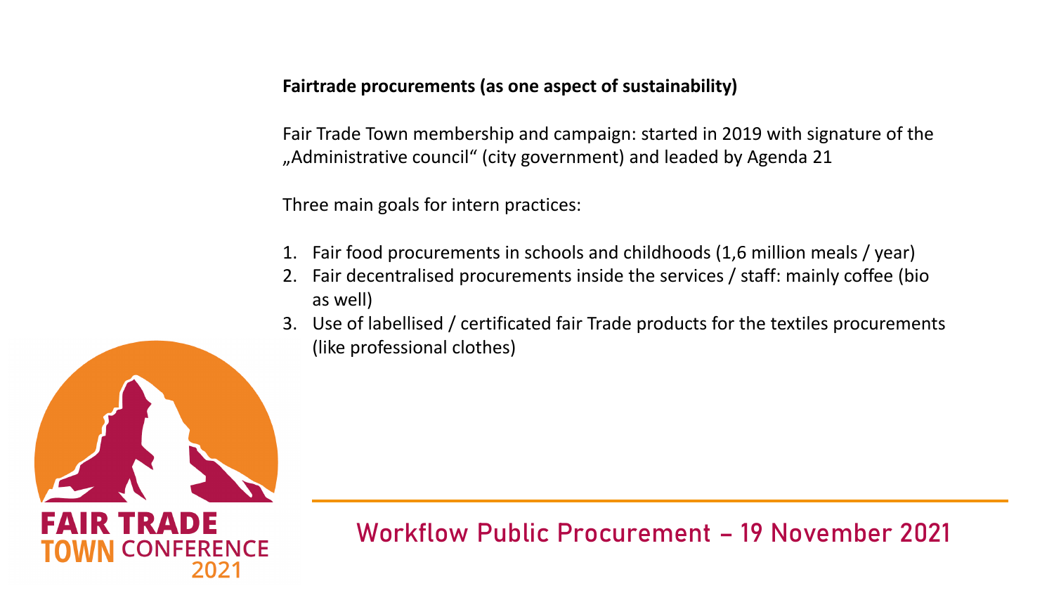**Fairtrade procurements (as one aspect of sustainability)**

Fair Trade Town membership and campaign: started in 2019 with signature of the „Administrative council“ (city government) and leaded by Agenda 21

Three main goals for intern practices:

1. Fair food procurements in schools and childhoods (1,6 million meals / year)
2. Fair decentralised procurements inside the services / staff: mainly coffee (bio as well)
3. Use of labellised / certificated fair Trade products for the textiles procurements (like professional clothes)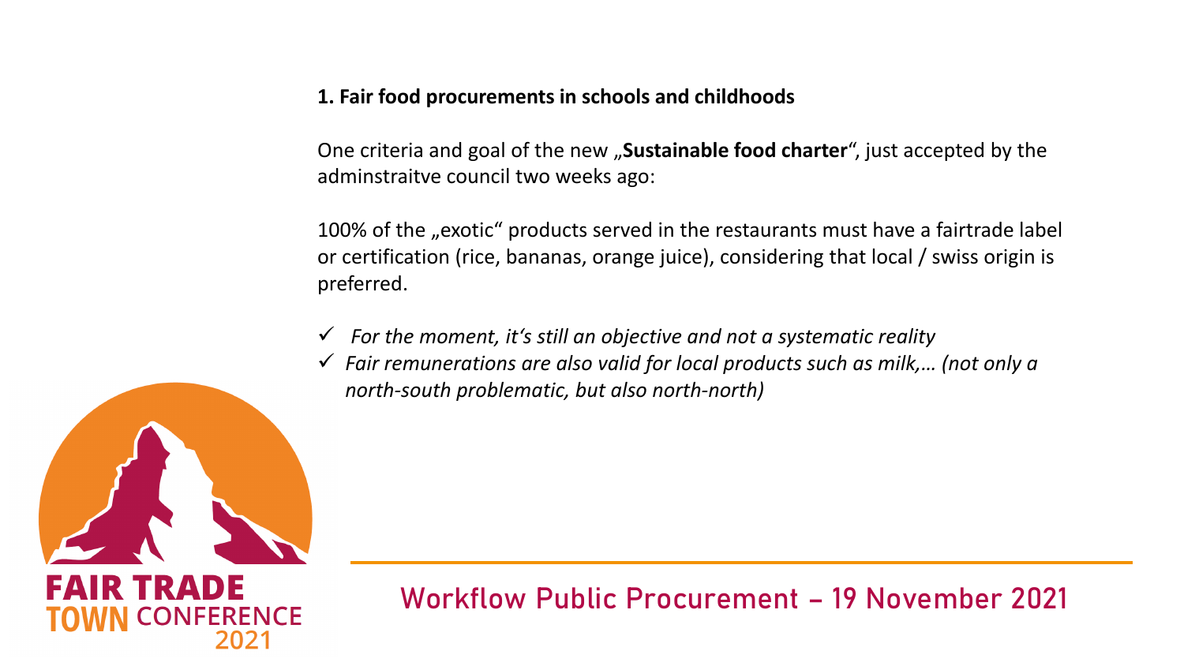**1. Fair food procurements in schools and childhoods**

One criteria and goal of the new „**Sustainable food charter**", just accepted by the adminstraitve council two weeks ago:

100% of the „exotic" products served in the restaurants must have a fairtrade label or certification (rice, bananas, orange juice), considering that local / swiss origin is preferred.

- ✓ *For the moment, it's still an objective and not a systematic reality*
- ✓ *Fair remunerations are also valid for local products such as milk,… (not only a north-south problematic, but also north-north)*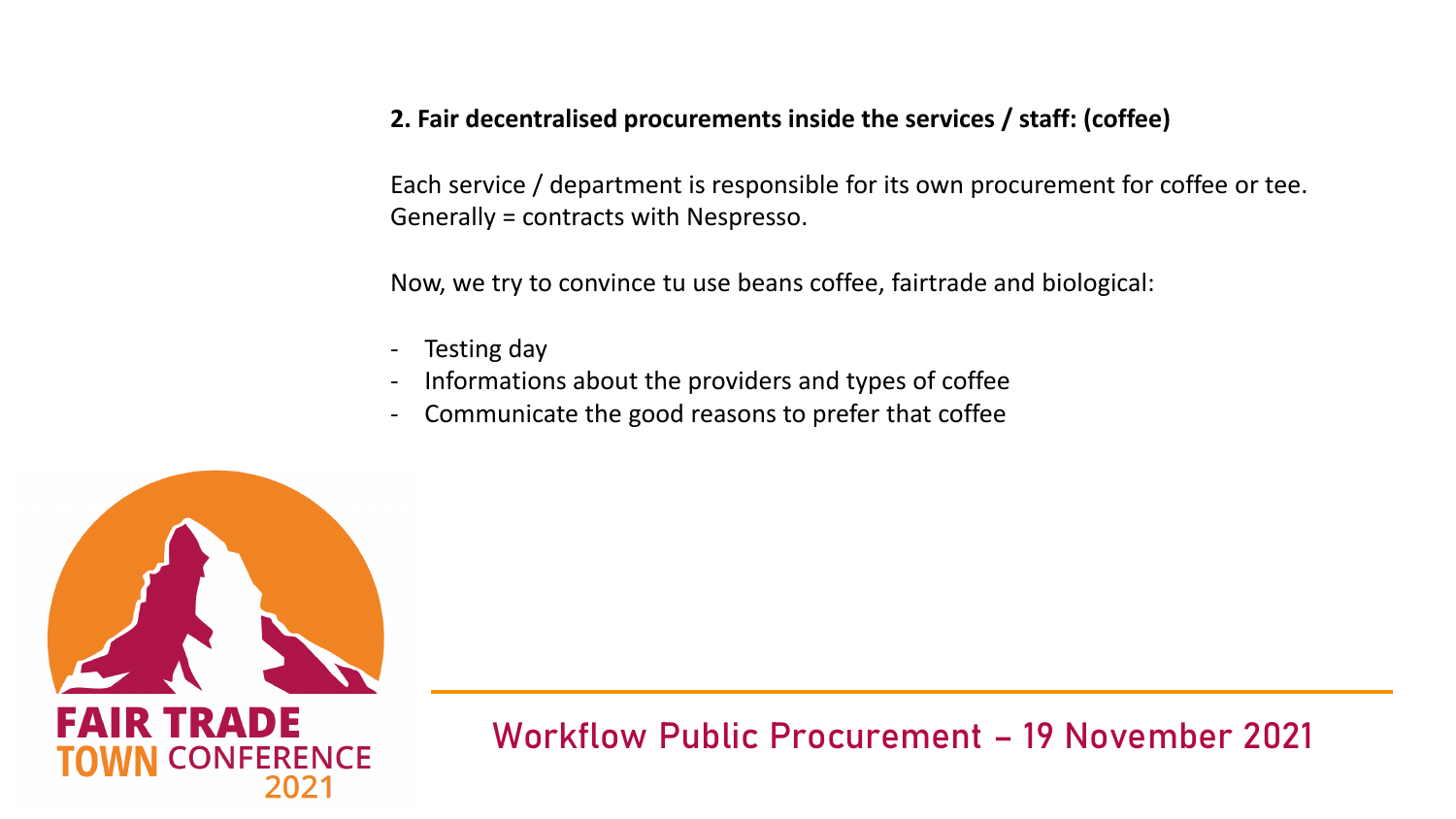**2. Fair decentralised procurements inside the services / staff: (coffee)**

Each service / department is responsible for its own procurement for coffee or tee. Generally = contracts with Nespresso.

Now, we try to convince tu use beans coffee, fairtrade and biological:

- Testing day
- Informations about the providers and types of coffee
- Communicate the good reasons to prefer that coffee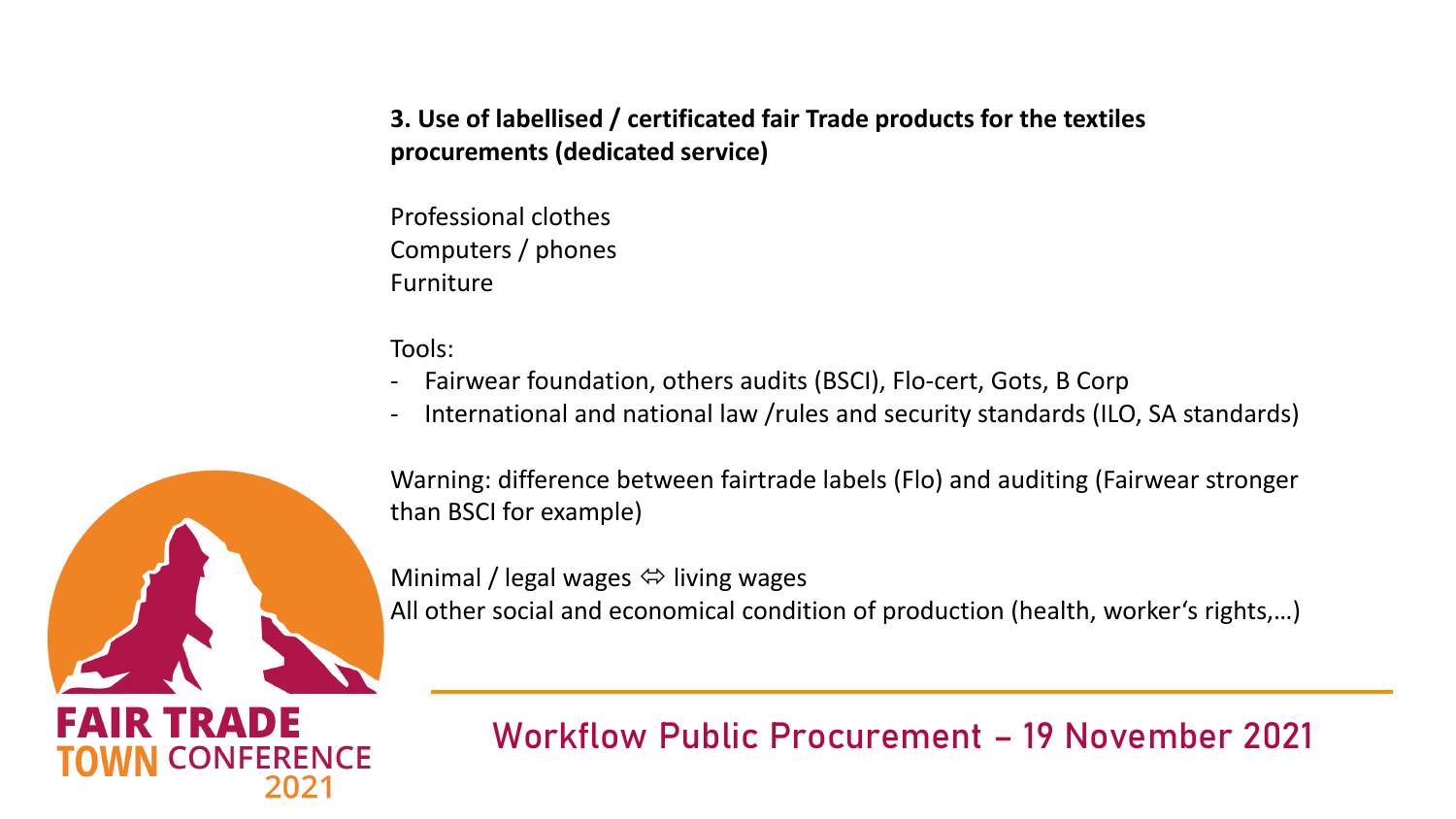**3. Use of labellised / certificated fair Trade products for the textiles procurements (dedicated service)**

Professional clothes
Computers / phones
Furniture

Tools:

- Fairwear foundation, others audits (BSCI), Flo-cert, Gots, B Corp
- International and national law /rules and security standards (ILO, SA standards)

Warning: difference between fairtrade labels (Flo) and auditing (Fairwear stronger than BSCI for example)

Minimal / legal wages ⇔ living wages
All other social and economical condition of production (health, worker's rights,…)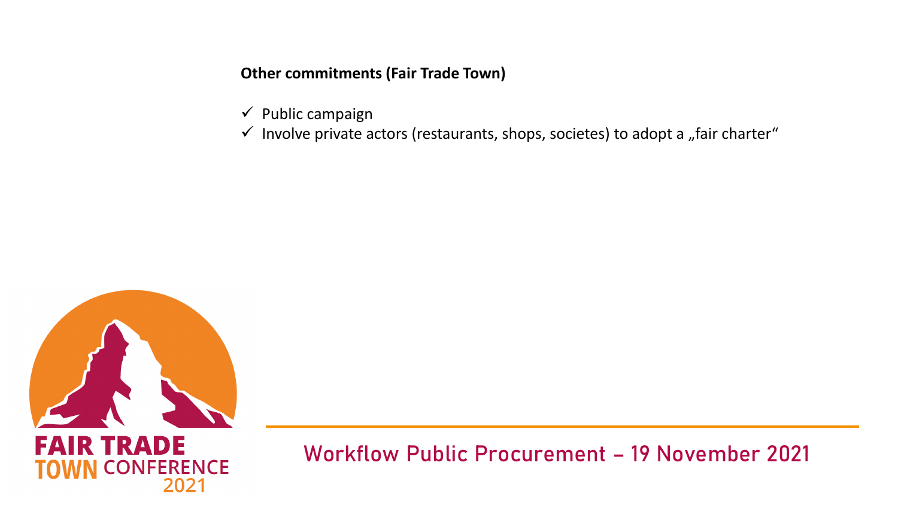**Other commitments (Fair Trade Town)**

- ✓ Public campaign
- ✓ Involve private actors (restaurants, shops, societes) to adopt a „fair charter“